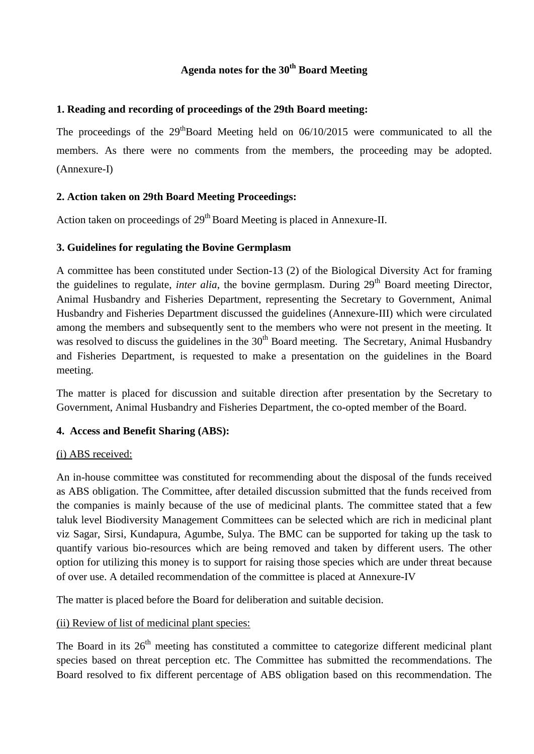# Agenda notes for the 30th Board Meeting

**1. Reading and recording of proceedings of the 29th Board meeting:**

The proceedings of the 29thBoard Meeting held on 06/10/2015 were communicated to all the members. As there were no comments from the members, the proceeding may be adopted. (Annexure-I)

**2. Action taken on 29th Board Meeting Proceedings:**

Action taken on proceedings of 29th Board Meeting is placed in Annexure-II.

**3. Guidelines for regulating the Bovine Germplasm**

A committee has been constituted under Section-13 (2) of the Biological Diversity Act for framing the guidelines to regulate, *inter alia*, the bovine germplasm. During 29th Board meeting Director, Animal Husbandry and Fisheries Department, representing the Secretary to Government, Animal Husbandry and Fisheries Department discussed the guidelines (Annexure-III) which were circulated among the members and subsequently sent to the members who were not present in the meeting. It was resolved to discuss the guidelines in the 30th Board meeting. The Secretary, Animal Husbandry and Fisheries Department, is requested to make a presentation on the guidelines in the Board meeting.

The matter is placed for discussion and suitable direction after presentation by the Secretary to Government, Animal Husbandry and Fisheries Department, the co-opted member of the Board.

**4. Access and Benefit Sharing (ABS):**

(i) ABS received:

An in-house committee was constituted for recommending about the disposal of the funds received as ABS obligation. The Committee, after detailed discussion submitted that the funds received from the companies is mainly because of the use of medicinal plants. The committee stated that a few taluk level Biodiversity Management Committees can be selected which are rich in medicinal plant viz Sagar, Sirsi, Kundapura, Agumbe, Sulya. The BMC can be supported for taking up the task to quantify various bio-resources which are being removed and taken by different users. The other option for utilizing this money is to support for raising those species which are under threat because of over use. A detailed recommendation of the committee is placed at Annexure-IV

The matter is placed before the Board for deliberation and suitable decision.

(ii) Review of list of medicinal plant species:

The Board in its 26th meeting has constituted a committee to categorize different medicinal plant species based on threat perception etc. The Committee has submitted the recommendations. The Board resolved to fix different percentage of ABS obligation based on this recommendation. The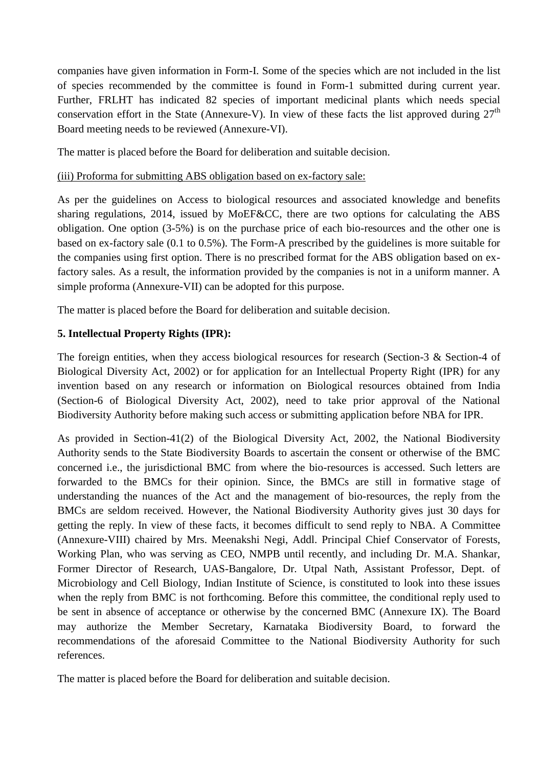companies have given information in Form-I. Some of the species which are not included in the list of species recommended by the committee is found in Form-1 submitted during current year. Further, FRLHT has indicated 82 species of important medicinal plants which needs special conservation effort in the State (Annexure-V). In view of these facts the list approved during 27th Board meeting needs to be reviewed (Annexure-VI).

The matter is placed before the Board for deliberation and suitable decision.

(iii) Proforma for submitting ABS obligation based on ex-factory sale:

As per the guidelines on Access to biological resources and associated knowledge and benefits sharing regulations, 2014, issued by MoEF&CC, there are two options for calculating the ABS obligation. One option (3-5%) is on the purchase price of each bio-resources and the other one is based on ex-factory sale (0.1 to 0.5%). The Form-A prescribed by the guidelines is more suitable for the companies using first option. There is no prescribed format for the ABS obligation based on ex-factory sales. As a result, the information provided by the companies is not in a uniform manner. A simple proforma (Annexure-VII) can be adopted for this purpose.

The matter is placed before the Board for deliberation and suitable decision.

**5. Intellectual Property Rights (IPR):**

The foreign entities, when they access biological resources for research (Section-3 & Section-4 of Biological Diversity Act, 2002) or for application for an Intellectual Property Right (IPR) for any invention based on any research or information on Biological resources obtained from India (Section-6 of Biological Diversity Act, 2002), need to take prior approval of the National Biodiversity Authority before making such access or submitting application before NBA for IPR.

As provided in Section-41(2) of the Biological Diversity Act, 2002, the National Biodiversity Authority sends to the State Biodiversity Boards to ascertain the consent or otherwise of the BMC concerned i.e., the jurisdictional BMC from where the bio-resources is accessed. Such letters are forwarded to the BMCs for their opinion. Since, the BMCs are still in formative stage of understanding the nuances of the Act and the management of bio-resources, the reply from the BMCs are seldom received. However, the National Biodiversity Authority gives just 30 days for getting the reply. In view of these facts, it becomes difficult to send reply to NBA. A Committee (Annexure-VIII) chaired by Mrs. Meenakshi Negi, Addl. Principal Chief Conservator of Forests, Working Plan, who was serving as CEO, NMPB until recently, and including Dr. M.A. Shankar, Former Director of Research, UAS-Bangalore, Dr. Utpal Nath, Assistant Professor, Dept. of Microbiology and Cell Biology, Indian Institute of Science, is constituted to look into these issues when the reply from BMC is not forthcoming. Before this committee, the conditional reply used to be sent in absence of acceptance or otherwise by the concerned BMC (Annexure IX). The Board may authorize the Member Secretary, Karnataka Biodiversity Board, to forward the recommendations of the aforesaid Committee to the National Biodiversity Authority for such references.

The matter is placed before the Board for deliberation and suitable decision.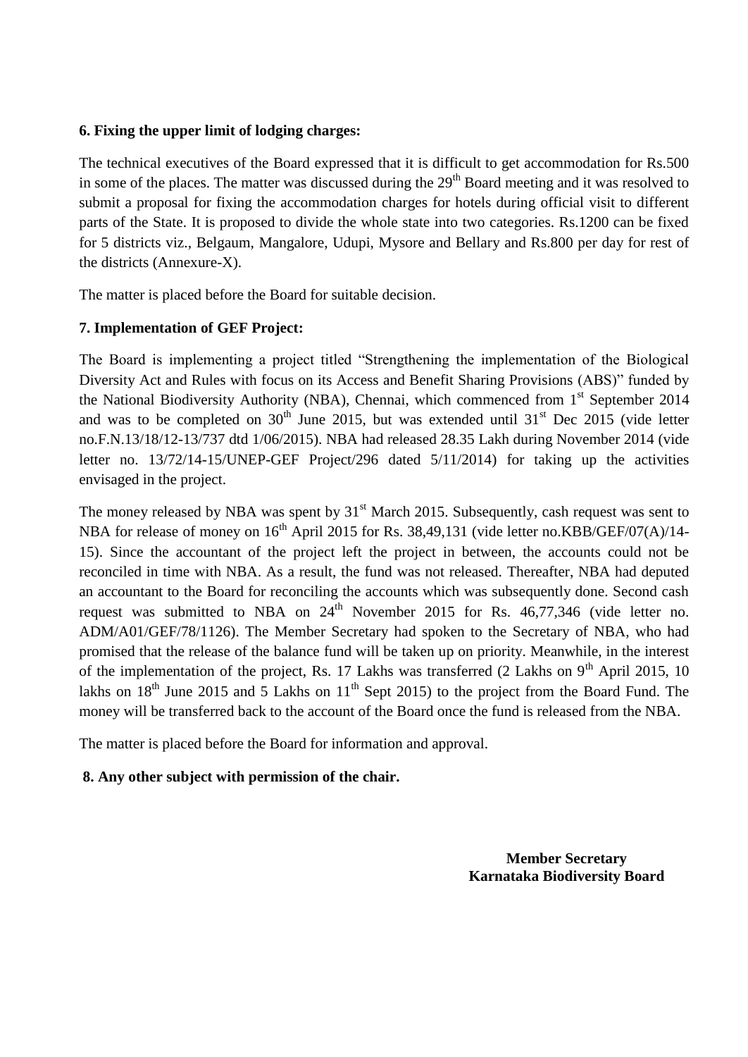**6. Fixing the upper limit of lodging charges:**

The technical executives of the Board expressed that it is difficult to get accommodation for Rs.500 in some of the places. The matter was discussed during the 29th Board meeting and it was resolved to submit a proposal for fixing the accommodation charges for hotels during official visit to different parts of the State. It is proposed to divide the whole state into two categories. Rs.1200 can be fixed for 5 districts viz., Belgaum, Mangalore, Udupi, Mysore and Bellary and Rs.800 per day for rest of the districts (Annexure-X).

The matter is placed before the Board for suitable decision.

**7. Implementation of GEF Project:**

The Board is implementing a project titled "Strengthening the implementation of the Biological Diversity Act and Rules with focus on its Access and Benefit Sharing Provisions (ABS)" funded by the National Biodiversity Authority (NBA), Chennai, which commenced from 1st September 2014 and was to be completed on 30th June 2015, but was extended until 31st Dec 2015 (vide letter no.F.N.13/18/12-13/737 dtd 1/06/2015). NBA had released 28.35 Lakh during November 2014 (vide letter no. 13/72/14-15/UNEP-GEF Project/296 dated 5/11/2014) for taking up the activities envisaged in the project.

The money released by NBA was spent by 31st March 2015. Subsequently, cash request was sent to NBA for release of money on 16th April 2015 for Rs. 38,49,131 (vide letter no.KBB/GEF/07(A)/14-15). Since the accountant of the project left the project in between, the accounts could not be reconciled in time with NBA. As a result, the fund was not released. Thereafter, NBA had deputed an accountant to the Board for reconciling the accounts which was subsequently done. Second cash request was submitted to NBA on 24th November 2015 for Rs. 46,77,346 (vide letter no. ADM/A01/GEF/78/1126). The Member Secretary had spoken to the Secretary of NBA, who had promised that the release of the balance fund will be taken up on priority. Meanwhile, in the interest of the implementation of the project, Rs. 17 Lakhs was transferred (2 Lakhs on 9th April 2015, 10 lakhs on 18th June 2015 and 5 Lakhs on 11th Sept 2015) to the project from the Board Fund. The money will be transferred back to the account of the Board once the fund is released from the NBA.

The matter is placed before the Board for information and approval.

**8. Any other subject with permission of the chair.**

**Member Secretary**
**Karnataka Biodiversity Board**